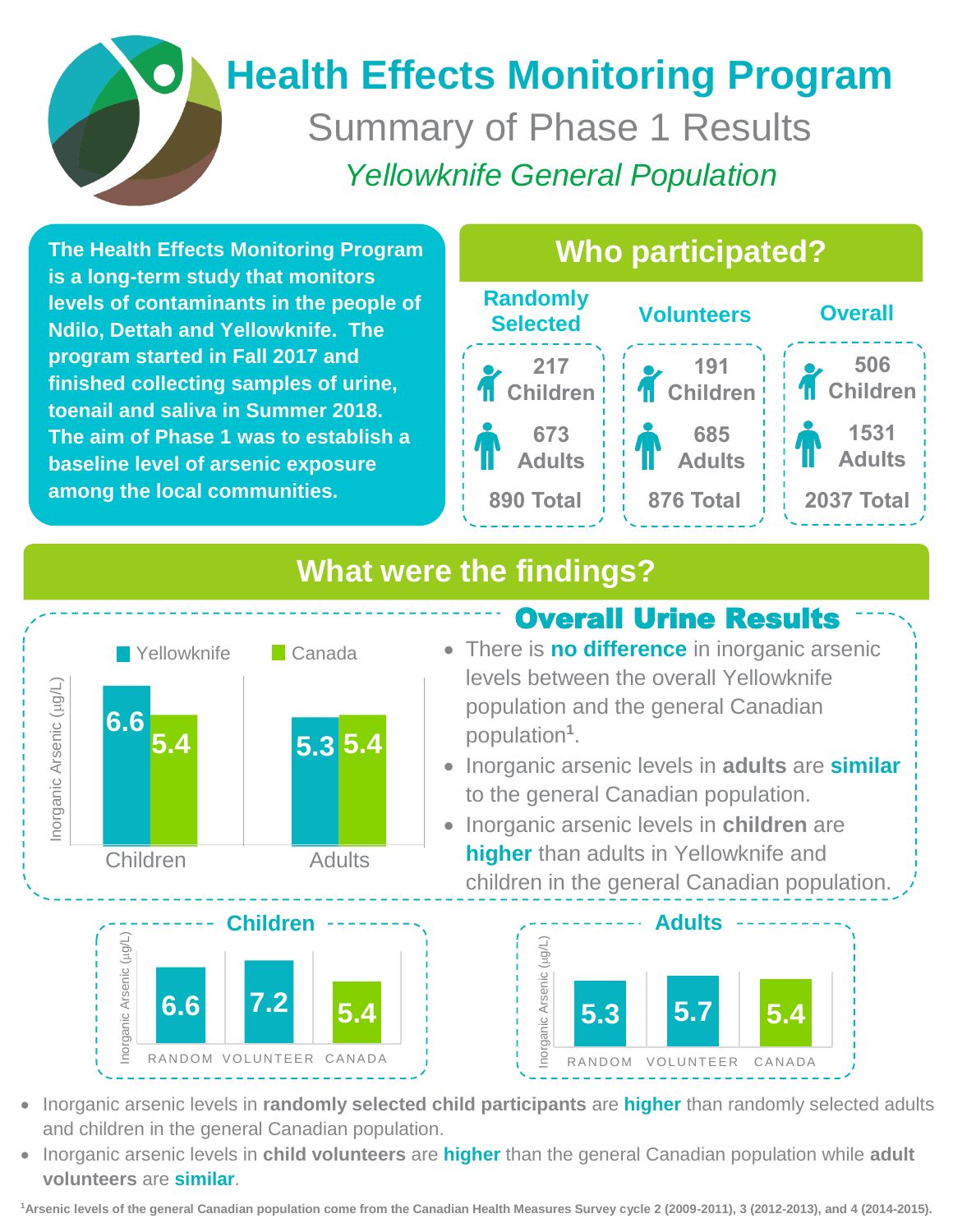# Health Effects Monitoring Program

## Summary of Phase 1 Results

*Yellowknife General Population*

**The Health Effects Monitoring Program is a long-term study that monitors levels of contaminants in the people of Ndilo, Dettah and Yellowknife. The program started in Fall 2017 and finished collecting samples of urine, toenail and saliva in Summer 2018. The aim of Phase 1 was to establish a baseline level of arsenic exposure among the local communities.**

## Who participated?

| | Randomly Selected | Volunteers | Overall |
|---|---|---|---|
| Children | 217 | 191 | 506 |
| Adults | 673 | 685 | 1531 |
| Total | 890 | 876 | 2037 |

## What were the findings?

### Overall Urine Results

Inorganic Arsenic (µg/L)

| | Yellowknife | Canada |
|---|---|---|
| Children | 6.6 | 5.4 |
| Adults | 5.3 | 5.4 |

- There is **no difference** in inorganic arsenic levels between the overall Yellowknife population and the general Canadian population[1].
- Inorganic arsenic levels in **adults** are **similar** to the general Canadian population.
- Inorganic arsenic levels in **children** are **higher** than adults in Yellowknife and children in the general Canadian population.

### Children

Inorganic Arsenic (µg/L)

| Random | Volunteer | Canada |
|---|---|---|
| 6.6 | 7.2 | 5.4 |

### Adults

Inorganic Arsenic (µg/L)

| Random | Volunteer | Canada |
|---|---|---|
| 5.3 | 5.7 | 5.4 |

- Inorganic arsenic levels in **randomly selected child participants** are **higher** than randomly selected adults and children in the general Canadian population.
- Inorganic arsenic levels in **child volunteers** are **higher** than the general Canadian population while **adult volunteers** are **similar**.

[1]**Arsenic levels of the general Canadian population come from the Canadian Health Measures Survey cycle 2 (2009-2011), 3 (2012-2013), and 4 (2014-2015).**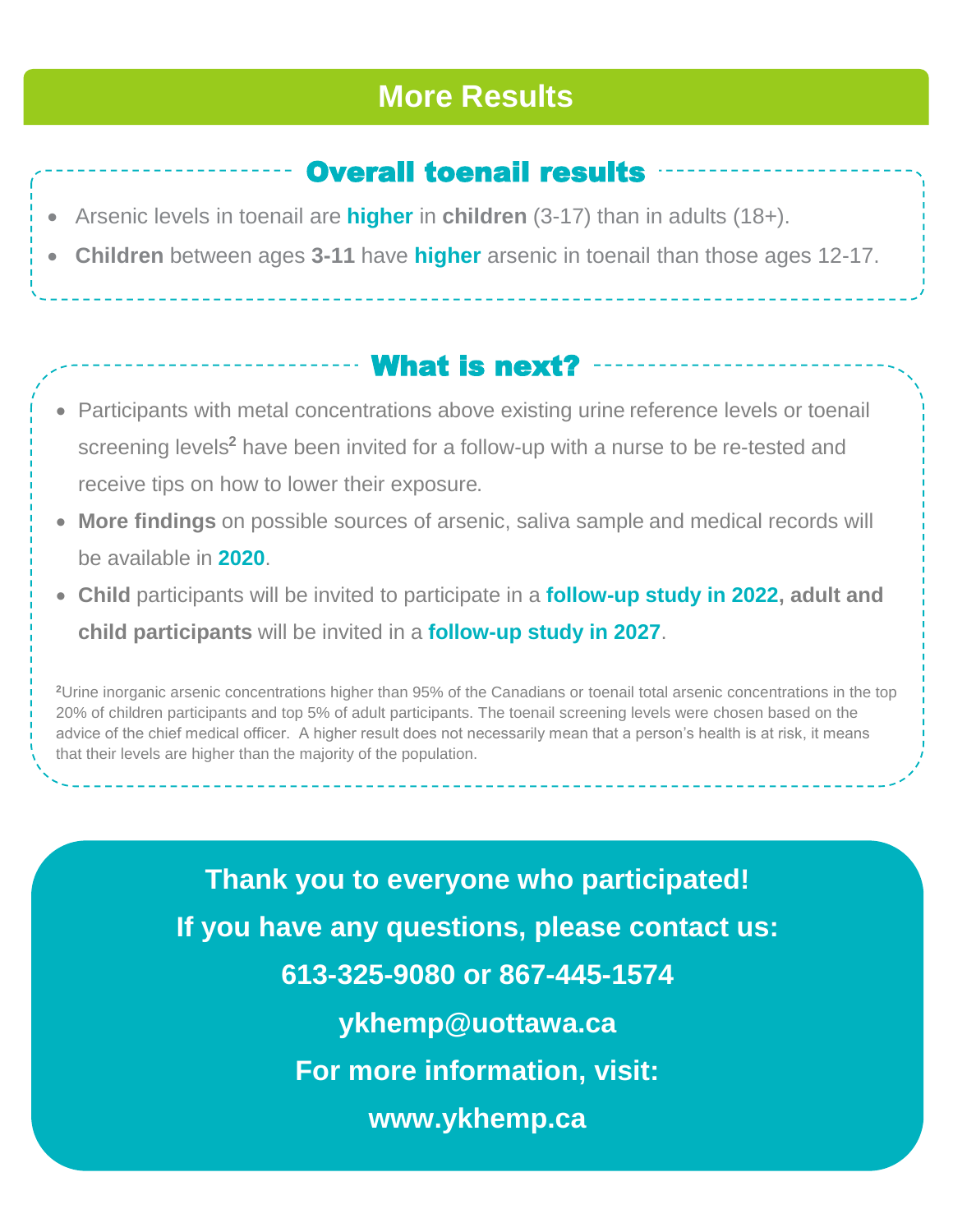## More Results

### Overall toenail results

- Arsenic levels in toenail are **higher** in **children** (3-17) than in adults (18+).
- **Children** between ages **3-11** have **higher** arsenic in toenail than those ages 12-17.

### What is next?

- Participants with metal concentrations above existing urine reference levels or toenail screening levels[2] have been invited for a follow-up with a nurse to be re-tested and receive tips on how to lower their exposure.
- **More findings** on possible sources of arsenic, saliva sample and medical records will be available in **2020**.
- **Child** participants will be invited to participate in a **follow-up study in 2022, adult and child participants** will be invited in a **follow-up study in 2027**.

[2]Urine inorganic arsenic concentrations higher than 95% of the Canadians or toenail total arsenic concentrations in the top 20% of children participants and top 5% of adult participants. The toenail screening levels were chosen based on the advice of the chief medical officer. A higher result does not necessarily mean that a person's health is at risk, it means that their levels are higher than the majority of the population.

**Thank you to everyone who participated!**

**If you have any questions, please contact us:**

**613-325-9080 or 867-445-1574**

**ykhemp@uottawa.ca**

**For more information, visit:**

**www.ykhemp.ca**